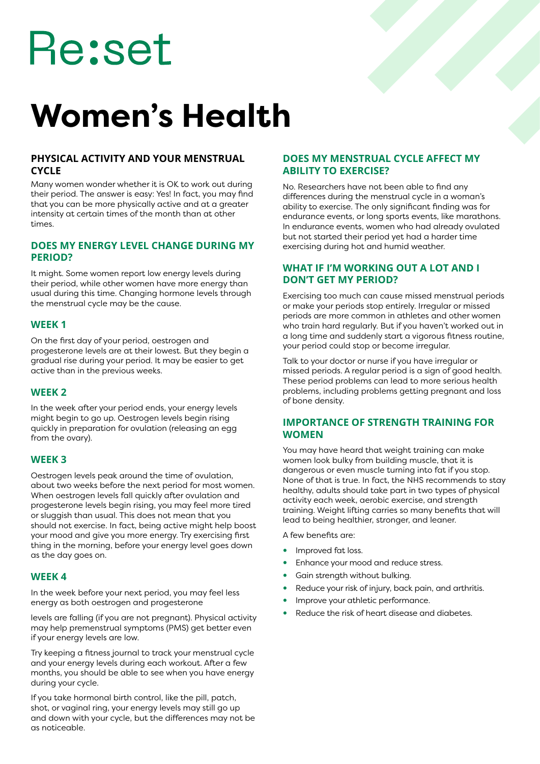# Re:set

# Women's Health

## PHYSICAL ACTIVITY AND YOUR MENSTRUAL CYCLE

Many women wonder whether it is OK to work out during their period. The answer is easy: Yes! In fact, you may find that you can be more physically active and at a greater intensity at certain times of the month than at other times.

## DOES MY ENERGY LEVEL CHANGE DURING MY PERIOD?

It might. Some women report low energy levels during their period, while other women have more energy than usual during this time. Changing hormone levels through the menstrual cycle may be the cause.

### WEEK 1

On the first day of your period, oestrogen and progesterone levels are at their lowest. But they begin a gradual rise during your period. It may be easier to get active than in the previous weeks.

### WEEK 2

In the week after your period ends, your energy levels might begin to go up. Oestrogen levels begin rising quickly in preparation for ovulation (releasing an egg from the ovary).

### WEEK 3

Oestrogen levels peak around the time of ovulation, about two weeks before the next period for most women. When oestrogen levels fall quickly after ovulation and progesterone levels begin rising, you may feel more tired or sluggish than usual. This does not mean that you should not exercise. In fact, being active might help boost your mood and give you more energy. Try exercising first thing in the morning, before your energy level goes down as the day goes on.

### WEEK 4

In the week before your next period, you may feel less energy as both oestrogen and progesterone levels are falling (if you are not pregnant). Physical activity may help premenstrual symptoms (PMS) get better even if your energy levels are low.

Try keeping a fitness journal to track your menstrual cycle and your energy levels during each workout. After a few months, you should be able to see when you have energy during your cycle.

If you take hormonal birth control, like the pill, patch, shot, or vaginal ring, your energy levels may still go up and down with your cycle, but the differences may not be as noticeable.

## DOES MY MENSTRUAL CYCLE AFFECT MY ABILITY TO EXERCISE?

No. Researchers have not been able to find any differences during the menstrual cycle in a woman's ability to exercise. The only significant finding was for endurance events, or long sports events, like marathons. In endurance events, women who had already ovulated but not started their period yet had a harder time exercising during hot and humid weather.

## WHAT IF I'M WORKING OUT A LOT AND I DON'T GET MY PERIOD?

Exercising too much can cause missed menstrual periods or make your periods stop entirely. Irregular or missed periods are more common in athletes and other women who train hard regularly. But if you haven't worked out in a long time and suddenly start a vigorous fitness routine, your period could stop or become irregular.

Talk to your doctor or nurse if you have irregular or missed periods. A regular period is a sign of good health. These period problems can lead to more serious health problems, including problems getting pregnant and loss of bone density.

## IMPORTANCE OF STRENGTH TRAINING FOR WOMEN

You may have heard that weight training can make women look bulky from building muscle, that it is dangerous or even muscle turning into fat if you stop. None of that is true. In fact, the NHS recommends to stay healthy, adults should take part in two types of physical activity each week, aerobic exercise, and strength training. Weight lifting carries so many benefits that will lead to being healthier, stronger, and leaner.

A few benefits are:

- Improved fat loss.
- Enhance your mood and reduce stress.
- Gain strength without bulking.
- Reduce your risk of injury, back pain, and arthritis.
- Improve your athletic performance.
- Reduce the risk of heart disease and diabetes.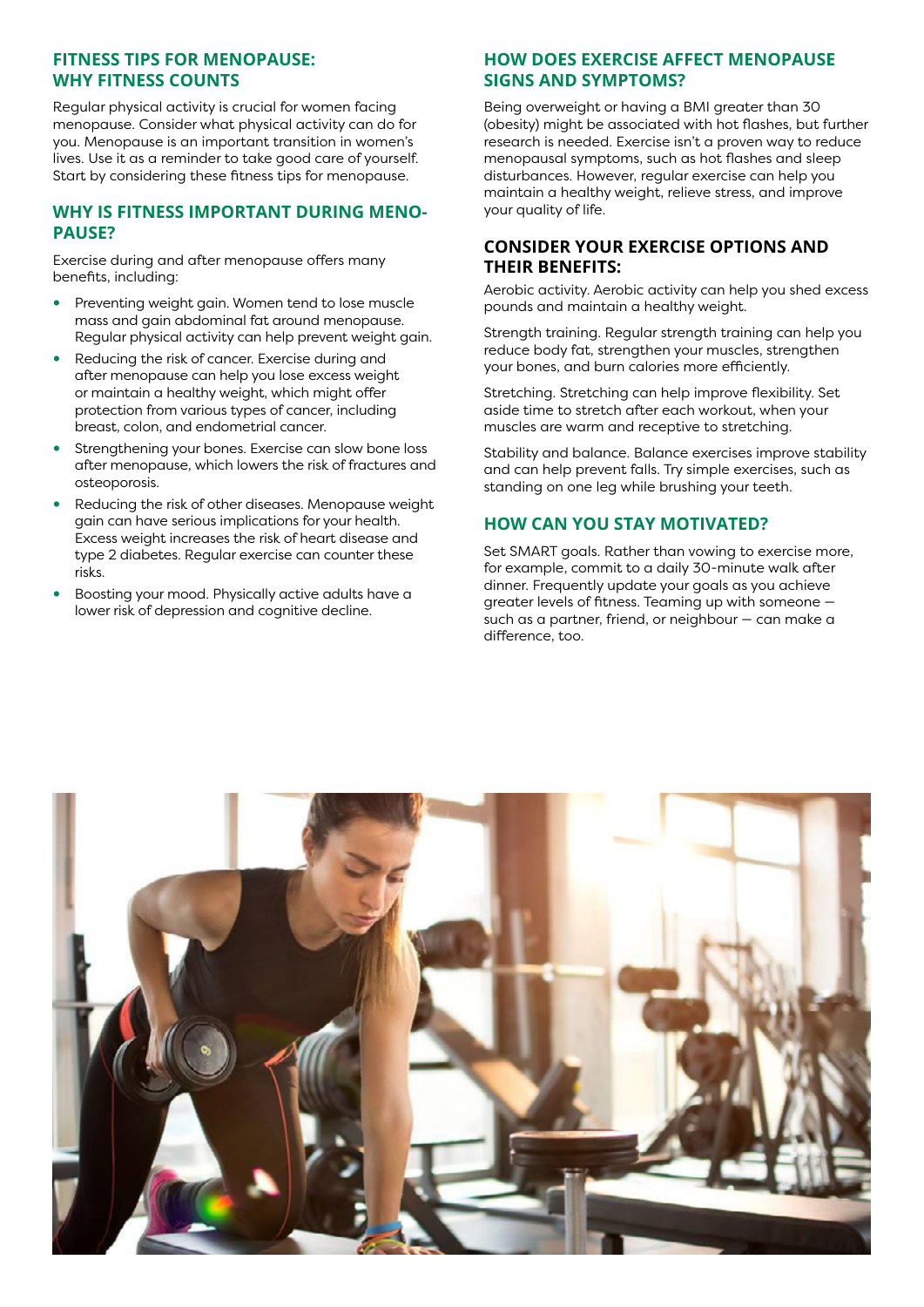## FITNESS TIPS FOR MENOPAUSE: WHY FITNESS COUNTS

Regular physical activity is crucial for women facing menopause. Consider what physical activity can do for you. Menopause is an important transition in women's lives. Use it as a reminder to take good care of yourself. Start by considering these fitness tips for menopause.

## WHY IS FITNESS IMPORTANT DURING MENOPAUSE?

Exercise during and after menopause offers many benefits, including:

- Preventing weight gain. Women tend to lose muscle mass and gain abdominal fat around menopause. Regular physical activity can help prevent weight gain.
- Reducing the risk of cancer. Exercise during and after menopause can help you lose excess weight or maintain a healthy weight, which might offer protection from various types of cancer, including breast, colon, and endometrial cancer.
- Strengthening your bones. Exercise can slow bone loss after menopause, which lowers the risk of fractures and osteoporosis.
- Reducing the risk of other diseases. Menopause weight gain can have serious implications for your health. Excess weight increases the risk of heart disease and type 2 diabetes. Regular exercise can counter these risks.
- Boosting your mood. Physically active adults have a lower risk of depression and cognitive decline.

## HOW DOES EXERCISE AFFECT MENOPAUSE SIGNS AND SYMPTOMS?

Being overweight or having a BMI greater than 30 (obesity) might be associated with hot flashes, but further research is needed. Exercise isn't a proven way to reduce menopausal symptoms, such as hot flashes and sleep disturbances. However, regular exercise can help you maintain a healthy weight, relieve stress, and improve your quality of life.

## CONSIDER YOUR EXERCISE OPTIONS AND THEIR BENEFITS:

Aerobic activity. Aerobic activity can help you shed excess pounds and maintain a healthy weight.

Strength training. Regular strength training can help you reduce body fat, strengthen your muscles, strengthen your bones, and burn calories more efficiently.

Stretching. Stretching can help improve flexibility. Set aside time to stretch after each workout, when your muscles are warm and receptive to stretching.

Stability and balance. Balance exercises improve stability and can help prevent falls. Try simple exercises, such as standing on one leg while brushing your teeth.

## HOW CAN YOU STAY MOTIVATED?

Set SMART goals. Rather than vowing to exercise more, for example, commit to a daily 30-minute walk after dinner. Frequently update your goals as you achieve greater levels of fitness. Teaming up with someone — such as a partner, friend, or neighbour — can make a difference, too.